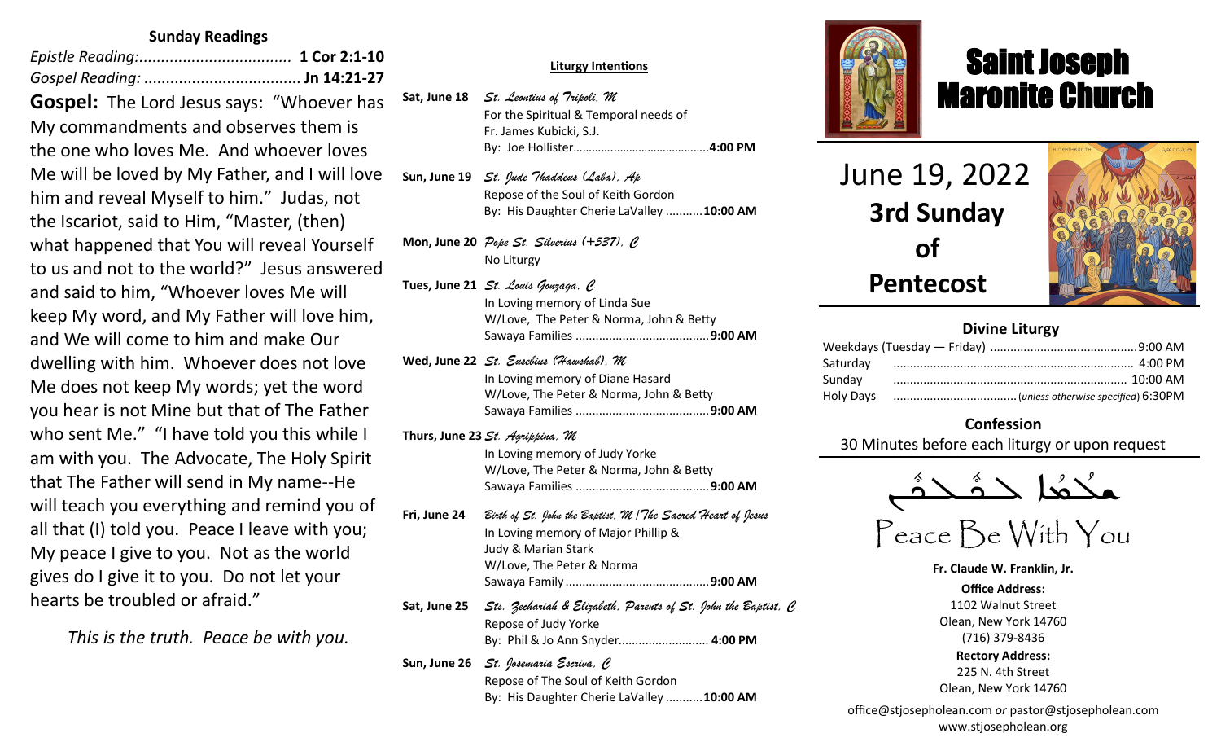## Sunday Readings

*Epistle Reading:*.................................. **1 Cor 2:1-10**
*Gospel Reading:* .................................... **Jn 14:21-27**

**Gospel:** The Lord Jesus says: "Whoever has My commandments and observes them is the one who loves Me. And whoever loves Me will be loved by My Father, and I will love him and reveal Myself to him." Judas, not the Iscariot, said to Him, "Master, (then) what happened that You will reveal Yourself to us and not to the world?" Jesus answered and said to him, "Whoever loves Me will keep My word, and My Father will love him, and We will come to him and make Our dwelling with him. Whoever does not love Me does not keep My words; yet the word you hear is not Mine but that of The Father who sent Me." "I have told you this while I am with you. The Advocate, The Holy Spirit that The Father will send in My name--He will teach you everything and remind you of all that (I) told you. Peace I leave with you; My peace I give to you. Not as the world gives do I give it to you. Do not let your hearts be troubled or afraid."

*This is the truth. Peace be with you.*

### Liturgy Intentions

**Sat, June 18** *St. Leontius of Tripoli, M*
For the Spiritual & Temporal needs of Fr. James Kubicki, S.J.
By: Joe Hollister........................................**4:00 PM**

**Sun, June 19** *St. Jude Thaddeus (Laba), Ap*
Repose of the Soul of Keith Gordon
By: His Daughter Cherie LaValley ...........**10:00 AM**

**Mon, June 20** *Pope St. Silverius (+537), C*
No Liturgy

**Tues, June 21** *St. Louis Gonzaga, C*
In Loving memory of Linda Sue
W/Love, The Peter & Norma, John & Betty Sawaya Families ........................................**9:00 AM**

**Wed, June 22** *St. Eusebius (Hawshab), M*
In Loving memory of Diane Hasard
W/Love, The Peter & Norma, John & Betty Sawaya Families ........................................**9:00 AM**

**Thurs, June 23** *St. Agrippina, M*
In Loving memory of Judy Yorke
W/Love, The Peter & Norma, John & Betty Sawaya Families ........................................**9:00 AM**

**Fri, June 24** *Birth of St. John the Baptist, M / The Sacred Heart of Jesus*
In Loving memory of Major Phillip & Judy & Marian Stark
W/Love, The Peter & Norma Sawaya Family ..........................................**9:00 AM**

**Sat, June 25** *Sts. Zechariah & Elizabeth, Parents of St. John the Baptist, C*
Repose of Judy Yorke
By: Phil & Jo Ann Snyder........................... **4:00 PM**

**Sun, June 26** *St. Josemaria Escriva, C*
Repose of The Soul of Keith Gordon
By: His Daughter Cherie LaValley ...........**10:00 AM**

# Saint Joseph Maronite Church

## June 19, 2022
## 3rd Sunday of Pentecost

### Divine Liturgy

Weekdays (Tuesday — Friday) ...........................................9:00 AM
Saturday ....................................................................... 4:00 PM
Sunday ..................................................................... 10:00 AM
Holy Days .....................................(*unless otherwise specified*) 6:30PM

### Confession

30 Minutes before each liturgy or upon request

ܫܠܡܐ ܥܡܟܘܢ

Peace Be With You

**Fr. Claude W. Franklin, Jr.**

**Office Address:**
1102 Walnut Street
Olean, New York 14760
(716) 379-8436

**Rectory Address:**
225 N. 4th Street
Olean, New York 14760

office@stjosepholean.com *or* pastor@stjosepholean.com
www.stjosepholean.org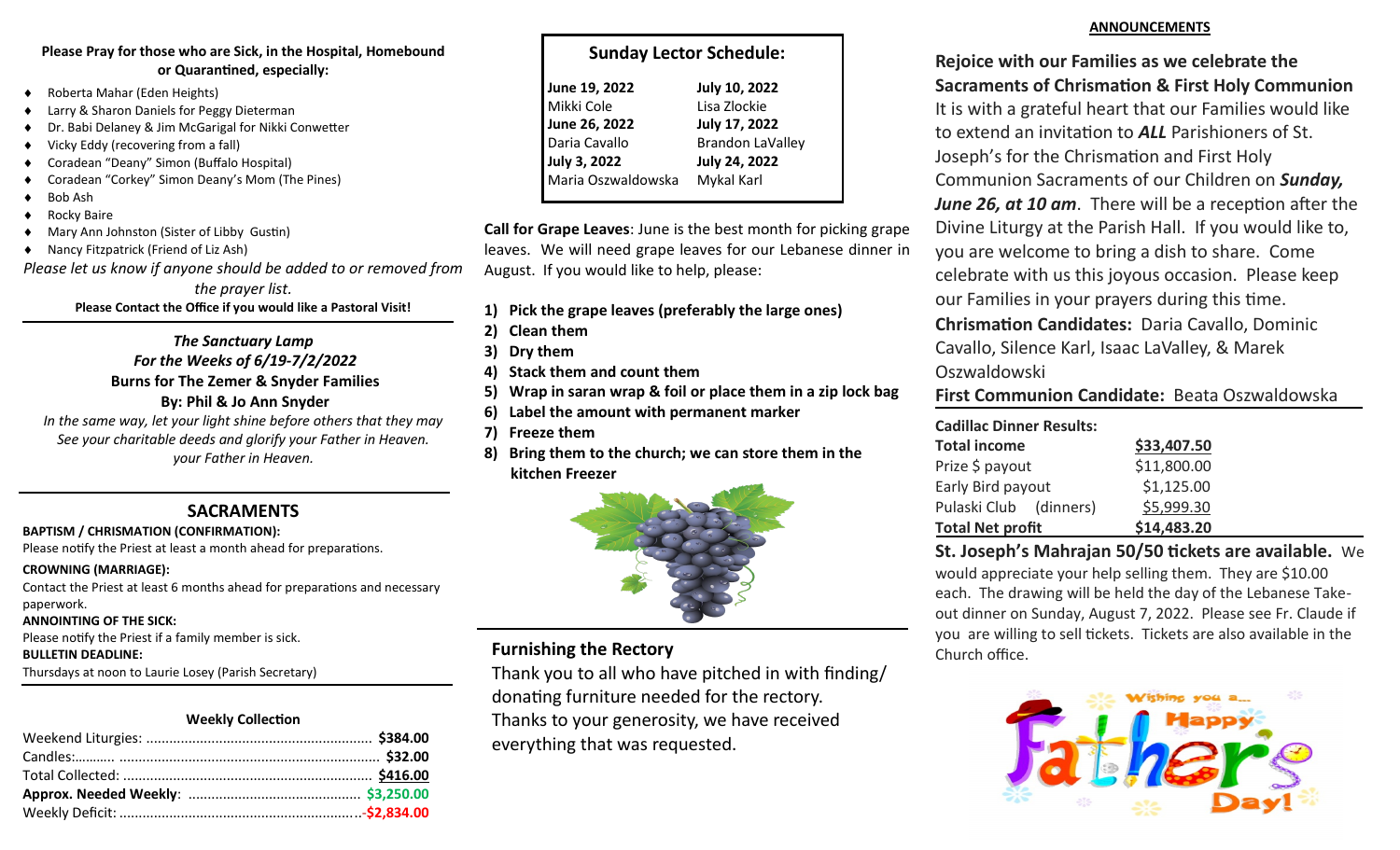**Please Pray for those who are Sick, in the Hospital, Homebound or Quarantined, especially:**

- Roberta Mahar (Eden Heights)
- Larry & Sharon Daniels for Peggy Dieterman
- Dr. Babi Delaney & Jim McGarigal for Nikki Conwetter
- Vicky Eddy (recovering from a fall)
- Coradean "Deany" Simon (Buffalo Hospital)
- Coradean "Corkey" Simon Deany's Mom (The Pines)
- Bob Ash
- Rocky Baire
- Mary Ann Johnston (Sister of Libby Gustin)
- Nancy Fitzpatrick (Friend of Liz Ash)

*Please let us know if anyone should be added to or removed from the prayer list.*

**Please Contact the Office if you would like a Pastoral Visit!**

***The Sanctuary Lamp***
***For the Weeks of 6/19-7/2/2022***
**Burns for The Zemer & Snyder Families**
**By: Phil & Jo Ann Snyder**

*In the same way, let your light shine before others that they may See your charitable deeds and glorify your Father in Heaven. your Father in Heaven.*

## SACRAMENTS

**BAPTISM / CHRISMATION (CONFIRMATION):**
Please notify the Priest at least a month ahead for preparations.

**CROWNING (MARRIAGE):**
Contact the Priest at least 6 months ahead for preparations and necessary paperwork.

**ANNOINTING OF THE SICK:**
Please notify the Priest if a family member is sick.

**BULLETIN DEADLINE:**
Thursdays at noon to Laurie Losey (Parish Secretary)

**Weekly Collection**

| | |
|---|---|
| Weekend Liturgies: | **$384.00** |
| Candles: | **$32.00** |
| Total Collected: | **$416.00** |
| **Approx. Needed Weekly**: | **$3,250.00** |
| Weekly Deficit: | **-$2,834.00** |

## Sunday Lector Schedule:

| | |
|---|---|
| **June 19, 2022** | **July 10, 2022** |
| Mikki Cole | Lisa Zlockie |
| **June 26, 2022** | **July 17, 2022** |
| Daria Cavallo | Brandon LaValley |
| **July 3, 2022** | **July 24, 2022** |
| Maria Oszwaldowska | Mykal Karl |

**Call for Grape Leaves**: June is the best month for picking grape leaves. We will need grape leaves for our Lebanese dinner in August. If you would like to help, please:

1) **Pick the grape leaves (preferably the large ones)**
2) **Clean them**
3) **Dry them**
4) **Stack them and count them**
5) **Wrap in saran wrap & foil or place them in a zip lock bag**
6) **Label the amount with permanent marker**
7) **Freeze them**
8) **Bring them to the church; we can store them in the kitchen Freezer**

### Furnishing the Rectory

Thank you to all who have pitched in with finding/donating furniture needed for the rectory. Thanks to your generosity, we have received everything that was requested.

**ANNOUNCEMENTS**

**Rejoice with our Families as we celebrate the Sacraments of Chrismation & First Holy Communion**
It is with a grateful heart that our Families would like to extend an invitation to ***ALL*** Parishioners of St. Joseph's for the Chrismation and First Holy Communion Sacraments of our Children on ***Sunday, June 26, at 10 am***. There will be a reception after the Divine Liturgy at the Parish Hall. If you would like to, you are welcome to bring a dish to share. Come celebrate with us this joyous occasion. Please keep our Families in your prayers during this time.

**Chrismation Candidates:** Daria Cavallo, Dominic Cavallo, Silence Karl, Isaac LaValley, & Marek Oszwaldowski

**First Communion Candidate:** Beata Oszwaldowska

**Cadillac Dinner Results:**

| | |
|---|---|
| **Total income** | **$33,407.50** |
| Prize $ payout | $11,800.00 |
| Early Bird payout | $1,125.00 |
| Pulaski Club (dinners) | $5,999.30 |
| **Total Net profit** | **$14,483.20** |

**St. Joseph's Mahrajan 50/50 tickets are available.** We would appreciate your help selling them. They are $10.00 each. The drawing will be held the day of the Lebanese Take-out dinner on Sunday, August 7, 2022. Please see Fr. Claude if you are willing to sell tickets. Tickets are also available in the Church office.